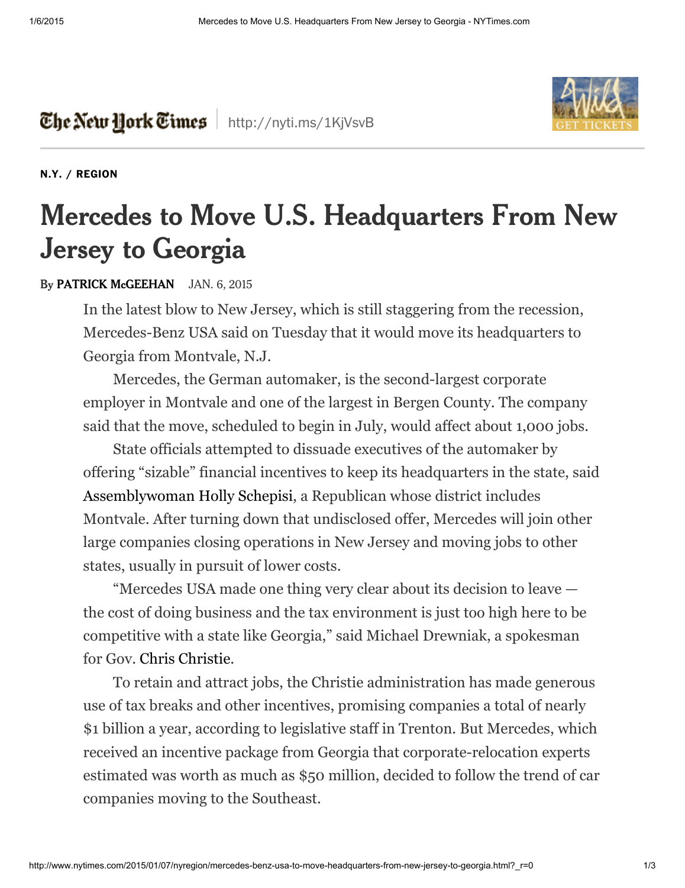The New York Times | http://nyti.ms/1KjVsvB

N.Y. / REGION

# Mercedes to Move U.S. Headquarters From New Jersey to Georgia

By PATRICK McGEEHAN JAN. 6, 2015

In the latest blow to New Jersey, which is still staggering from the recession, Mercedes-Benz USA said on Tuesday that it would move its headquarters to Georgia from Montvale, N.J.

Mercedes, the German automaker, is the second-largest corporate employer in Montvale and one of the largest in Bergen County. The company said that the move, scheduled to begin in July, would affect about 1,000 jobs.

State officials attempted to dissuade executives of the automaker by offering "sizable" financial incentives to keep its headquarters in the state, said Assemblywoman Holly Schepisi, a Republican whose district includes Montvale. After turning down that undisclosed offer, Mercedes will join other large companies closing operations in New Jersey and moving jobs to other states, usually in pursuit of lower costs.

"Mercedes USA made one thing very clear about its decision to leave — the cost of doing business and the tax environment is just too high here to be competitive with a state like Georgia," said Michael Drewniak, a spokesman for Gov. Chris Christie.

To retain and attract jobs, the Christie administration has made generous use of tax breaks and other incentives, promising companies a total of nearly $1 billion a year, according to legislative staff in Trenton. But Mercedes, which received an incentive package from Georgia that corporate-relocation experts estimated was worth as much as $50 million, decided to follow the trend of car companies moving to the Southeast.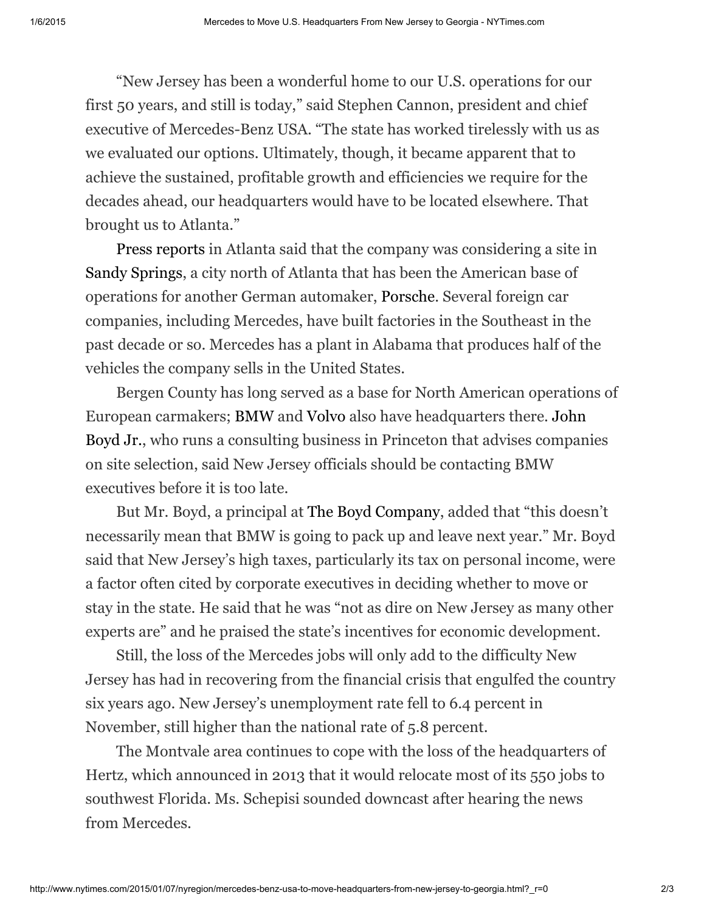"New Jersey has been a wonderful home to our U.S. operations for our first 50 years, and still is today," said Stephen Cannon, president and chief executive of Mercedes-Benz USA. "The state has worked tirelessly with us as we evaluated our options. Ultimately, though, it became apparent that to achieve the sustained, profitable growth and efficiencies we require for the decades ahead, our headquarters would have to be located elsewhere. That brought us to Atlanta."

Press reports in Atlanta said that the company was considering a site in Sandy Springs, a city north of Atlanta that has been the American base of operations for another German automaker, Porsche. Several foreign car companies, including Mercedes, have built factories in the Southeast in the past decade or so. Mercedes has a plant in Alabama that produces half of the vehicles the company sells in the United States.

Bergen County has long served as a base for North American operations of European carmakers; BMW and Volvo also have headquarters there. John Boyd Jr., who runs a consulting business in Princeton that advises companies on site selection, said New Jersey officials should be contacting BMW executives before it is too late.

But Mr. Boyd, a principal at The Boyd Company, added that "this doesn't necessarily mean that BMW is going to pack up and leave next year." Mr. Boyd said that New Jersey's high taxes, particularly its tax on personal income, were a factor often cited by corporate executives in deciding whether to move or stay in the state. He said that he was "not as dire on New Jersey as many other experts are" and he praised the state's incentives for economic development.

Still, the loss of the Mercedes jobs will only add to the difficulty New Jersey has had in recovering from the financial crisis that engulfed the country six years ago. New Jersey's unemployment rate fell to 6.4 percent in November, still higher than the national rate of 5.8 percent.

The Montvale area continues to cope with the loss of the headquarters of Hertz, which announced in 2013 that it would relocate most of its 550 jobs to southwest Florida. Ms. Schepisi sounded downcast after hearing the news from Mercedes.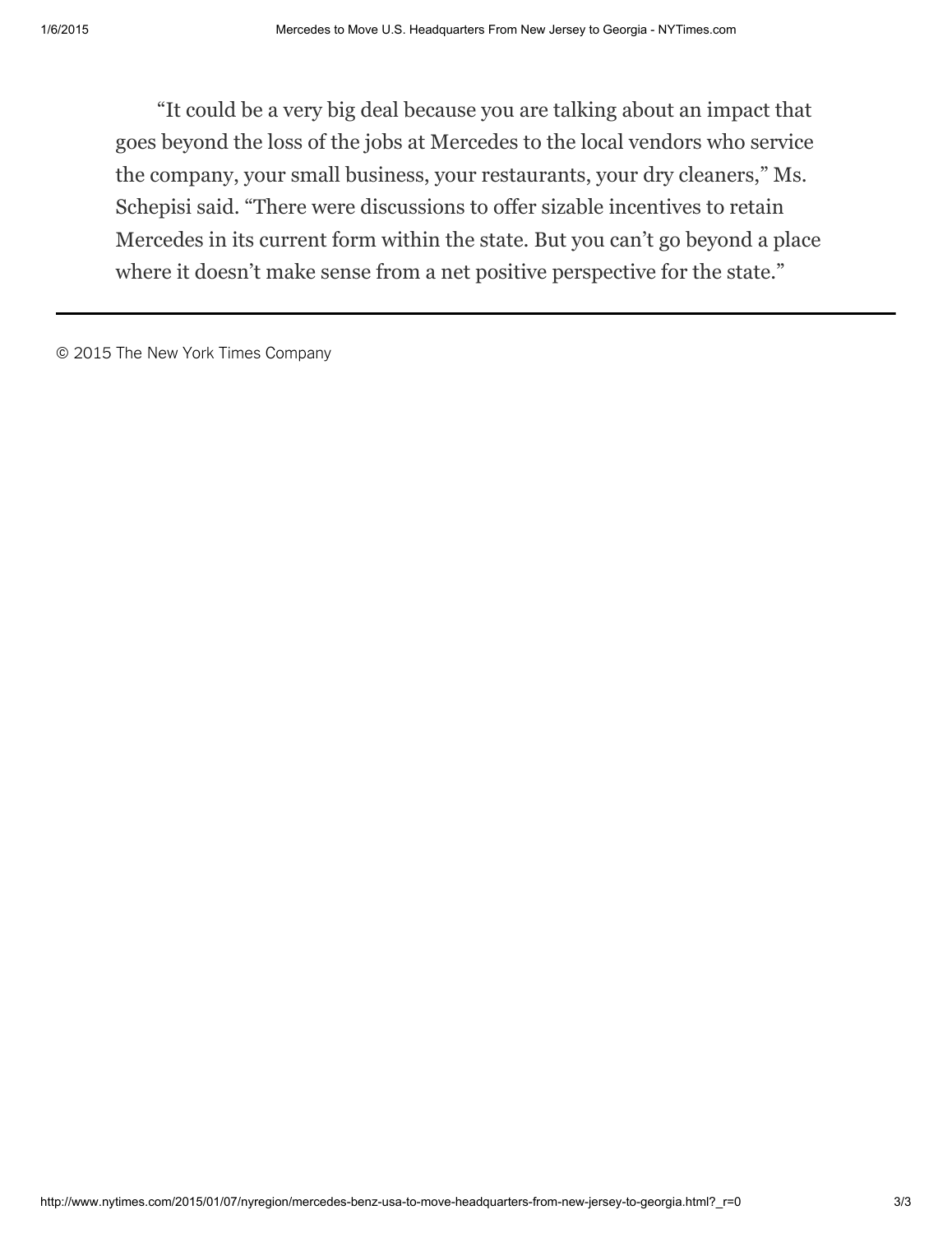"It could be a very big deal because you are talking about an impact that goes beyond the loss of the jobs at Mercedes to the local vendors who service the company, your small business, your restaurants, your dry cleaners," Ms. Schepisi said. "There were discussions to offer sizable incentives to retain Mercedes in its current form within the state. But you can't go beyond a place where it doesn't make sense from a net positive perspective for the state."

---

© 2015 The New York Times Company